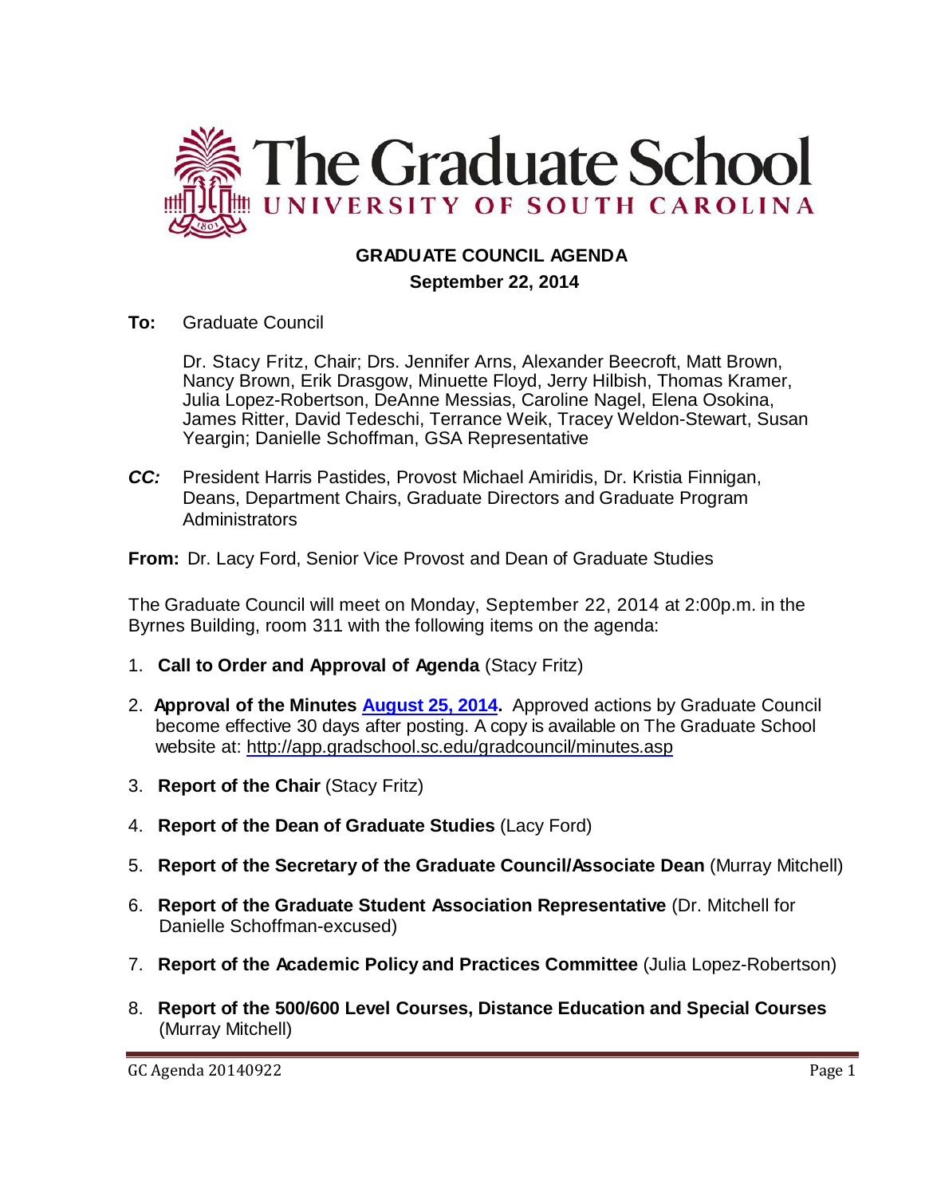# The Graduate School

UNIVERSITY OF SOUTH CAROLINA

## GRADUATE COUNCIL AGENDA

**September 22, 2014**

**To:** Graduate Council

Dr. Stacy Fritz, Chair; Drs. Jennifer Arns, Alexander Beecroft, Matt Brown, Nancy Brown, Erik Drasgow, Minuette Floyd, Jerry Hilbish, Thomas Kramer, Julia Lopez-Robertson, DeAnne Messias, Caroline Nagel, Elena Osokina, James Ritter, David Tedeschi, Terrance Weik, Tracey Weldon-Stewart, Susan Yeargin; Danielle Schoffman, GSA Representative

***CC:*** President Harris Pastides, Provost Michael Amiridis, Dr. Kristia Finnigan, Deans, Department Chairs, Graduate Directors and Graduate Program Administrators

**From:** Dr. Lacy Ford, Senior Vice Provost and Dean of Graduate Studies

The Graduate Council will meet on Monday, September 22, 2014 at 2:00p.m. in the Byrnes Building, room 311 with the following items on the agenda:

1. **Call to Order and Approval of Agenda** (Stacy Fritz)
2. **Approval of the Minutes August 25, 2014.** Approved actions by Graduate Council become effective 30 days after posting. A copy is available on The Graduate School website at: http://app.gradschool.sc.edu/gradcouncil/minutes.asp
3. **Report of the Chair** (Stacy Fritz)
4. **Report of the Dean of Graduate Studies** (Lacy Ford)
5. **Report of the Secretary of the Graduate Council/Associate Dean** (Murray Mitchell)
6. **Report of the Graduate Student Association Representative** (Dr. Mitchell for Danielle Schoffman-excused)
7. **Report of the Academic Policy and Practices Committee** (Julia Lopez-Robertson)
8. **Report of the 500/600 Level Courses, Distance Education and Special Courses** (Murray Mitchell)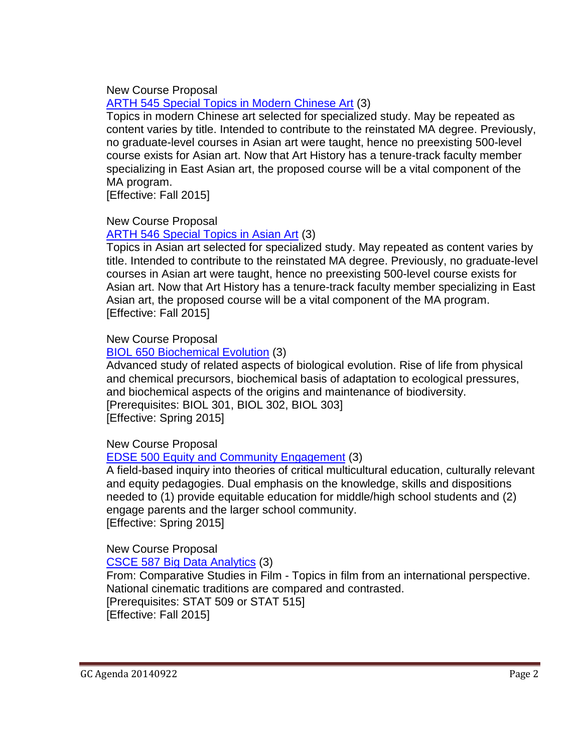New Course Proposal

ARTH 545 Special Topics in Modern Chinese Art (3)

Topics in modern Chinese art selected for specialized study. May be repeated as content varies by title. Intended to contribute to the reinstated MA degree. Previously, no graduate-level courses in Asian art were taught, hence no preexisting 500-level course exists for Asian art. Now that Art History has a tenure-track faculty member specializing in East Asian art, the proposed course will be a vital component of the MA program.

[Effective: Fall 2015]

New Course Proposal

ARTH 546 Special Topics in Asian Art (3)

Topics in Asian art selected for specialized study. May repeated as content varies by title. Intended to contribute to the reinstated MA degree. Previously, no graduate-level courses in Asian art were taught, hence no preexisting 500-level course exists for Asian art. Now that Art History has a tenure-track faculty member specializing in East Asian art, the proposed course will be a vital component of the MA program.

[Effective: Fall 2015]

New Course Proposal

BIOL 650 Biochemical Evolution (3)

Advanced study of related aspects of biological evolution. Rise of life from physical and chemical precursors, biochemical basis of adaptation to ecological pressures, and biochemical aspects of the origins and maintenance of biodiversity.

[Prerequisites: BIOL 301, BIOL 302, BIOL 303]

[Effective: Spring 2015]

New Course Proposal

EDSE 500 Equity and Community Engagement (3)

A field-based inquiry into theories of critical multicultural education, culturally relevant and equity pedagogies. Dual emphasis on the knowledge, skills and dispositions needed to (1) provide equitable education for middle/high school students and (2) engage parents and the larger school community.

[Effective: Spring 2015]

New Course Proposal

CSCE 587 Big Data Analytics (3)

From: Comparative Studies in Film - Topics in film from an international perspective. National cinematic traditions are compared and contrasted.

[Prerequisites: STAT 509 or STAT 515]

[Effective: Fall 2015]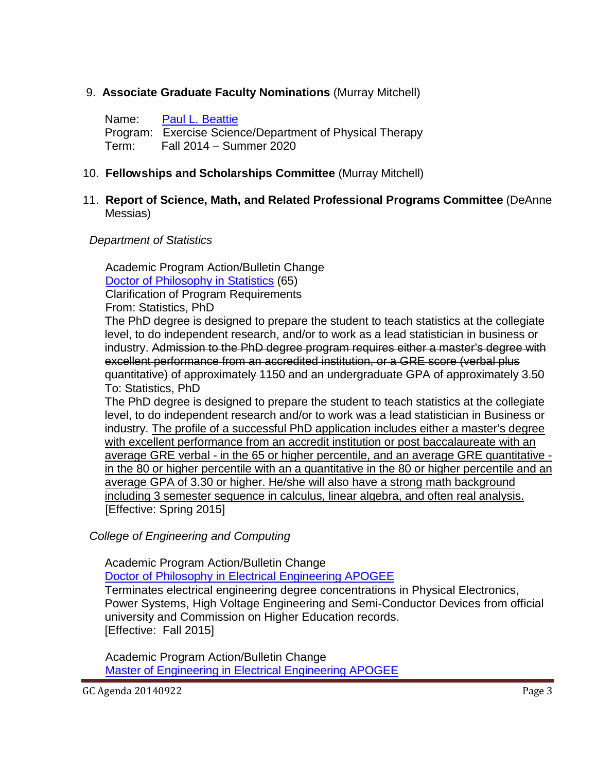9. **Associate Graduate Faculty Nominations** (Murray Mitchell)

   Name: Paul L. Beattie
   Program: Exercise Science/Department of Physical Therapy
   Term: Fall 2014 – Summer 2020

10. **Fellowships and Scholarships Committee** (Murray Mitchell)

11. **Report of Science, Math, and Related Professional Programs Committee** (DeAnne Messias)

*Department of Statistics*

Academic Program Action/Bulletin Change
Doctor of Philosophy in Statistics (65)
Clarification of Program Requirements
From: Statistics, PhD
The PhD degree is designed to prepare the student to teach statistics at the collegiate level, to do independent research, and/or to work as a lead statistician in business or industry. ~~Admission to the PhD degree program requires either a master's degree with excellent performance from an accredited institution, or a GRE score (verbal plus quantitative) of approximately 1150 and an undergraduate GPA of approximately 3.50~~
To: Statistics, PhD
The PhD degree is designed to prepare the student to teach statistics at the collegiate level, to do independent research and/or to work was a lead statistician in Business or industry. <u>The profile of a successful PhD application includes either a master's degree with excellent performance from an accredit institution or post baccalaureate with an average GRE verbal - in the 65 or higher percentile, and an average GRE quantitative - in the 80 or higher percentile with an a quantitative in the 80 or higher percentile and an average GPA of 3.30 or higher. He/she will also have a strong math background including 3 semester sequence in calculus, linear algebra, and often real analysis.</u>
[Effective: Spring 2015]

*College of Engineering and Computing*

Academic Program Action/Bulletin Change
Doctor of Philosophy in Electrical Engineering APOGEE
Terminates electrical engineering degree concentrations in Physical Electronics, Power Systems, High Voltage Engineering and Semi-Conductor Devices from official university and Commission on Higher Education records.
[Effective: Fall 2015]

Academic Program Action/Bulletin Change
Master of Engineering in Electrical Engineering APOGEE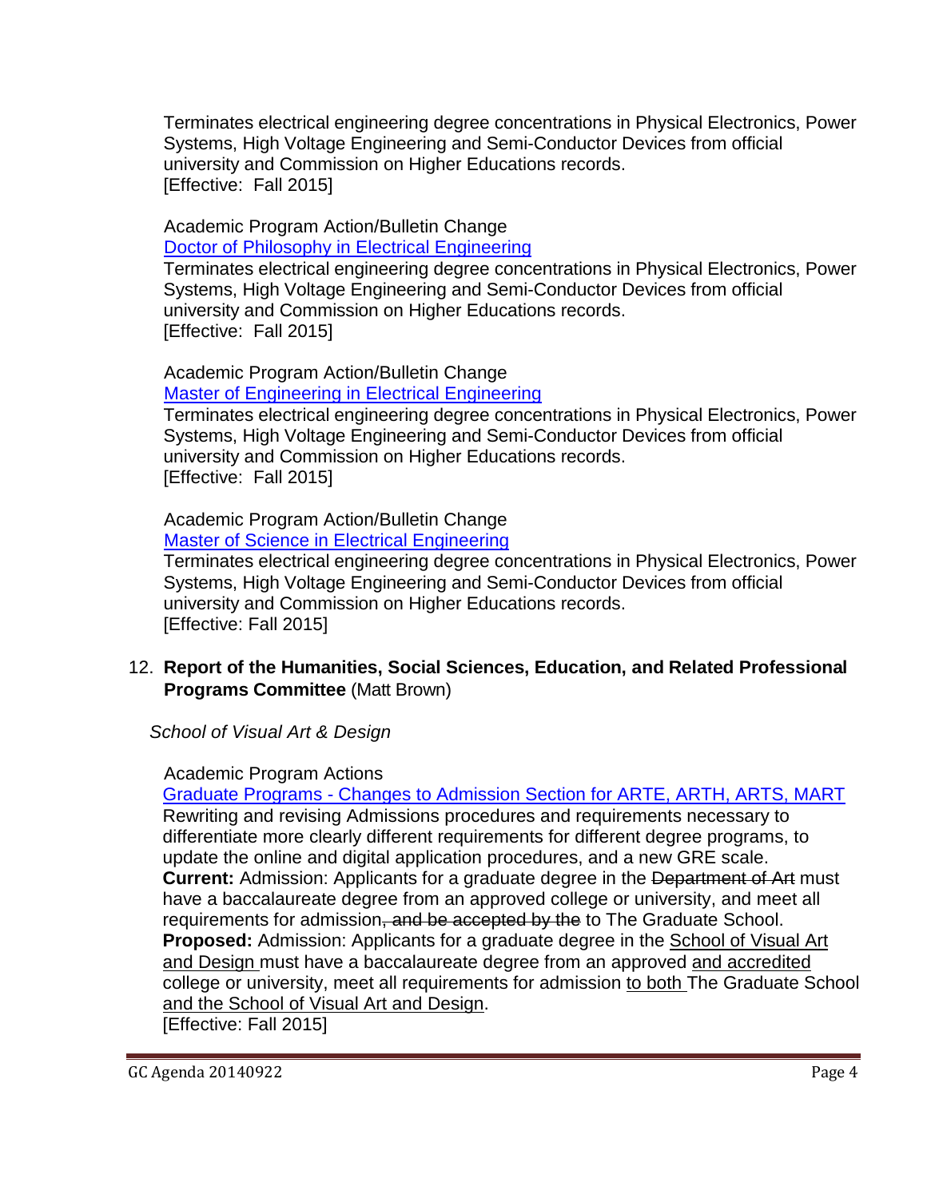Terminates electrical engineering degree concentrations in Physical Electronics, Power Systems, High Voltage Engineering and Semi-Conductor Devices from official university and Commission on Higher Educations records.
[Effective: Fall 2015]

Academic Program Action/Bulletin Change
Doctor of Philosophy in Electrical Engineering
Terminates electrical engineering degree concentrations in Physical Electronics, Power Systems, High Voltage Engineering and Semi-Conductor Devices from official university and Commission on Higher Educations records.
[Effective: Fall 2015]

Academic Program Action/Bulletin Change
Master of Engineering in Electrical Engineering
Terminates electrical engineering degree concentrations in Physical Electronics, Power Systems, High Voltage Engineering and Semi-Conductor Devices from official university and Commission on Higher Educations records.
[Effective: Fall 2015]

Academic Program Action/Bulletin Change
Master of Science in Electrical Engineering
Terminates electrical engineering degree concentrations in Physical Electronics, Power Systems, High Voltage Engineering and Semi-Conductor Devices from official university and Commission on Higher Educations records.
[Effective: Fall 2015]

12. **Report of the Humanities, Social Sciences, Education, and Related Professional Programs Committee** (Matt Brown)

*School of Visual Art & Design*

Academic Program Actions
Graduate Programs - Changes to Admission Section for ARTE, ARTH, ARTS, MART
Rewriting and revising Admissions procedures and requirements necessary to differentiate more clearly different requirements for different degree programs, to update the online and digital application procedures, and a new GRE scale.
**Current:** Admission: Applicants for a graduate degree in the ~~Department of Art~~ must have a baccalaureate degree from an approved college or university, and meet all requirements for admission~~, and be accepted by the~~ to The Graduate School.
**Proposed:** Admission: Applicants for a graduate degree in the School of Visual Art and Design must have a baccalaureate degree from an approved and accredited college or university, meet all requirements for admission to both The Graduate School and the School of Visual Art and Design.
[Effective: Fall 2015]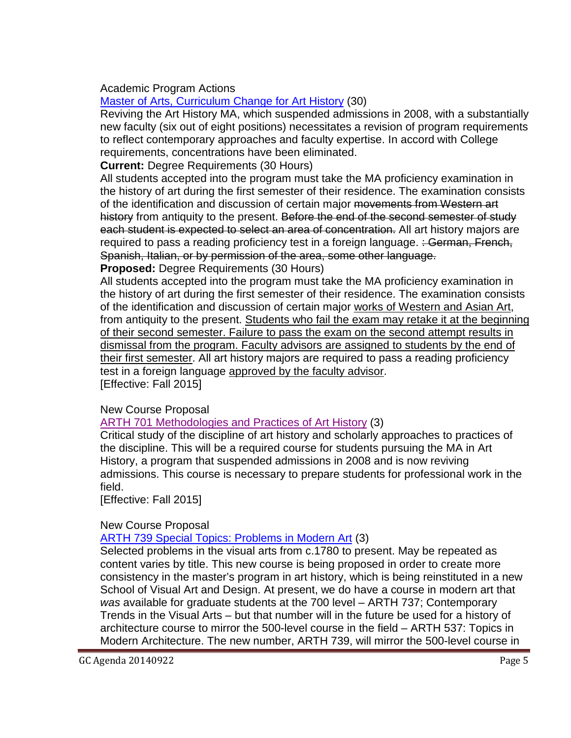Academic Program Actions

Master of Arts, Curriculum Change for Art History (30)

Reviving the Art History MA, which suspended admissions in 2008, with a substantially new faculty (six out of eight positions) necessitates a revision of program requirements to reflect contemporary approaches and faculty expertise. In accord with College requirements, concentrations have been eliminated.

**Current:** Degree Requirements (30 Hours)

All students accepted into the program must take the MA proficiency examination in the history of art during the first semester of their residence. The examination consists of the identification and discussion of certain major ~~movements from Western art history~~ from antiquity to the present. ~~Before the end of the second semester of study each student is expected to select an area of concentration.~~ All art history majors are required to pass a reading proficiency test in a foreign language. ~~: German, French, Spanish, Italian, or by permission of the area, some other language.~~

**Proposed:** Degree Requirements (30 Hours)

All students accepted into the program must take the MA proficiency examination in the history of art during the first semester of their residence. The examination consists of the identification and discussion of certain major <u>works of Western and Asian Art</u>, from antiquity to the present. <u>Students who fail the exam may retake it at the beginning of their second semester. Failure to pass the exam on the second attempt results in dismissal from the program. Faculty advisors are assigned to students by the end of their first semester</u>. All art history majors are required to pass a reading proficiency test in a foreign language <u>approved by the faculty advisor</u>.

[Effective: Fall 2015]

New Course Proposal

ARTH 701 Methodologies and Practices of Art History (3)

Critical study of the discipline of art history and scholarly approaches to practices of the discipline. This will be a required course for students pursuing the MA in Art History, a program that suspended admissions in 2008 and is now reviving admissions. This course is necessary to prepare students for professional work in the field.

[Effective: Fall 2015]

New Course Proposal

ARTH 739 Special Topics: Problems in Modern Art (3)

Selected problems in the visual arts from c.1780 to present. May be repeated as content varies by title. This new course is being proposed in order to create more consistency in the master's program in art history, which is being reinstituted in a new School of Visual Art and Design. At present, we do have a course in modern art that *was* available for graduate students at the 700 level – ARTH 737; Contemporary Trends in the Visual Arts – but that number will in the future be used for a history of architecture course to mirror the 500-level course in the field – ARTH 537: Topics in Modern Architecture. The new number, ARTH 739, will mirror the 500-level course in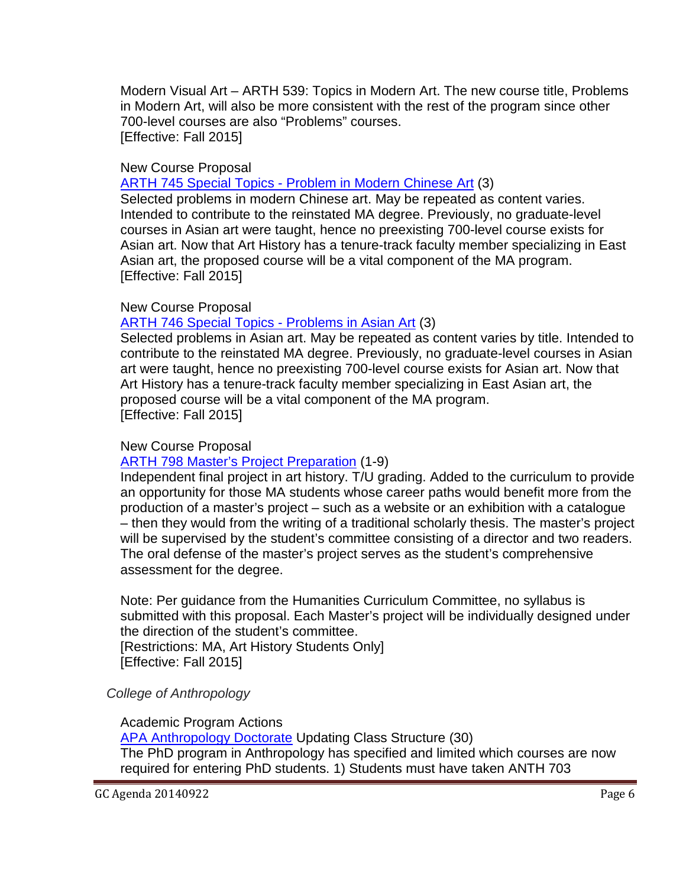Modern Visual Art – ARTH 539: Topics in Modern Art. The new course title, Problems in Modern Art, will also be more consistent with the rest of the program since other 700-level courses are also "Problems" courses.
[Effective: Fall 2015]

New Course Proposal
ARTH 745 Special Topics - Problem in Modern Chinese Art (3)
Selected problems in modern Chinese art. May be repeated as content varies. Intended to contribute to the reinstated MA degree. Previously, no graduate-level courses in Asian art were taught, hence no preexisting 700-level course exists for Asian art. Now that Art History has a tenure-track faculty member specializing in East Asian art, the proposed course will be a vital component of the MA program.
[Effective: Fall 2015]

New Course Proposal
ARTH 746 Special Topics - Problems in Asian Art (3)
Selected problems in Asian art. May be repeated as content varies by title. Intended to contribute to the reinstated MA degree. Previously, no graduate-level courses in Asian art were taught, hence no preexisting 700-level course exists for Asian art. Now that Art History has a tenure-track faculty member specializing in East Asian art, the proposed course will be a vital component of the MA program.
[Effective: Fall 2015]

New Course Proposal
ARTH 798 Master's Project Preparation (1-9)
Independent final project in art history. T/U grading. Added to the curriculum to provide an opportunity for those MA students whose career paths would benefit more from the production of a master's project – such as a website or an exhibition with a catalogue – then they would from the writing of a traditional scholarly thesis. The master's project will be supervised by the student's committee consisting of a director and two readers. The oral defense of the master's project serves as the student's comprehensive assessment for the degree.

Note: Per guidance from the Humanities Curriculum Committee, no syllabus is submitted with this proposal. Each Master's project will be individually designed under the direction of the student's committee.
[Restrictions: MA, Art History Students Only]
[Effective: Fall 2015]

*College of Anthropology*

Academic Program Actions
APA Anthropology Doctorate Updating Class Structure (30)
The PhD program in Anthropology has specified and limited which courses are now required for entering PhD students. 1) Students must have taken ANTH 703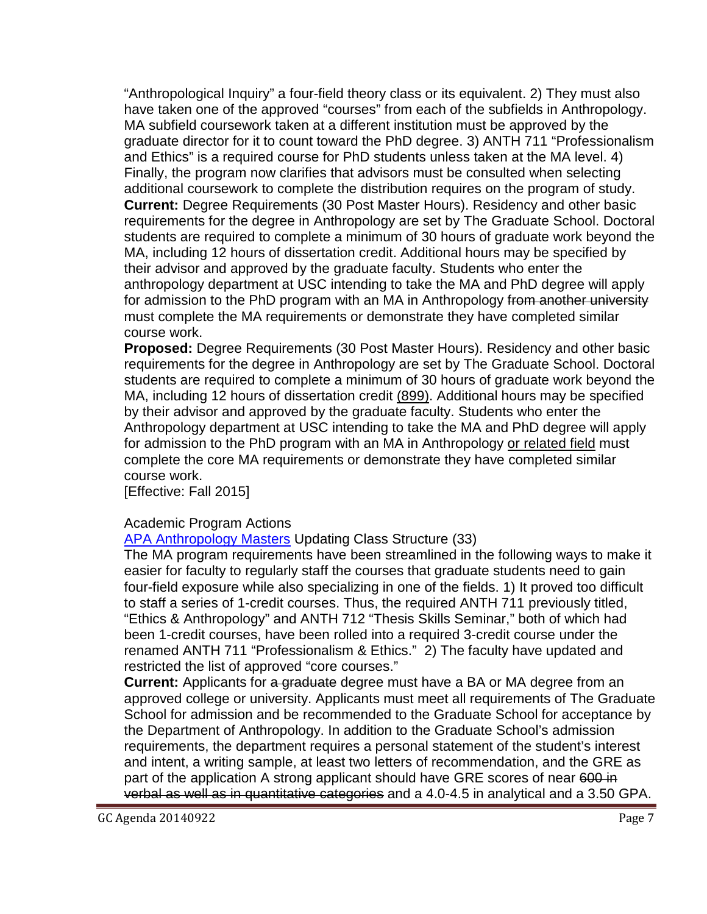"Anthropological Inquiry" a four-field theory class or its equivalent. 2) They must also have taken one of the approved "courses" from each of the subfields in Anthropology. MA subfield coursework taken at a different institution must be approved by the graduate director for it to count toward the PhD degree. 3) ANTH 711 "Professionalism and Ethics" is a required course for PhD students unless taken at the MA level. 4) Finally, the program now clarifies that advisors must be consulted when selecting additional coursework to complete the distribution requires on the program of study.

**Current:** Degree Requirements (30 Post Master Hours). Residency and other basic requirements for the degree in Anthropology are set by The Graduate School. Doctoral students are required to complete a minimum of 30 hours of graduate work beyond the MA, including 12 hours of dissertation credit. Additional hours may be specified by their advisor and approved by the graduate faculty. Students who enter the anthropology department at USC intending to take the MA and PhD degree will apply for admission to the PhD program with an MA in Anthropology ~~from another university~~ must complete the MA requirements or demonstrate they have completed similar course work.

**Proposed:** Degree Requirements (30 Post Master Hours). Residency and other basic requirements for the degree in Anthropology are set by The Graduate School. Doctoral students are required to complete a minimum of 30 hours of graduate work beyond the MA, including 12 hours of dissertation credit <u>(899)</u>. Additional hours may be specified by their advisor and approved by the graduate faculty. Students who enter the Anthropology department at USC intending to take the MA and PhD degree will apply for admission to the PhD program with an MA in Anthropology <u>or related field</u> must complete the core MA requirements or demonstrate they have completed similar course work.

[Effective: Fall 2015]

Academic Program Actions

APA Anthropology Masters Updating Class Structure (33)

The MA program requirements have been streamlined in the following ways to make it easier for faculty to regularly staff the courses that graduate students need to gain four-field exposure while also specializing in one of the fields. 1) It proved too difficult to staff a series of 1-credit courses. Thus, the required ANTH 711 previously titled, "Ethics & Anthropology" and ANTH 712 "Thesis Skills Seminar," both of which had been 1-credit courses, have been rolled into a required 3-credit course under the renamed ANTH 711 "Professionalism & Ethics." 2) The faculty have updated and restricted the list of approved "core courses."

**Current:** Applicants for ~~a graduate~~ degree must have a BA or MA degree from an approved college or university. Applicants must meet all requirements of The Graduate School for admission and be recommended to the Graduate School for acceptance by the Department of Anthropology. In addition to the Graduate School's admission requirements, the department requires a personal statement of the student's interest and intent, a writing sample, at least two letters of recommendation, and the GRE as part of the application A strong applicant should have GRE scores of near ~~600 in verbal as well as in quantitative categories~~ and a 4.0-4.5 in analytical and a 3.50 GPA.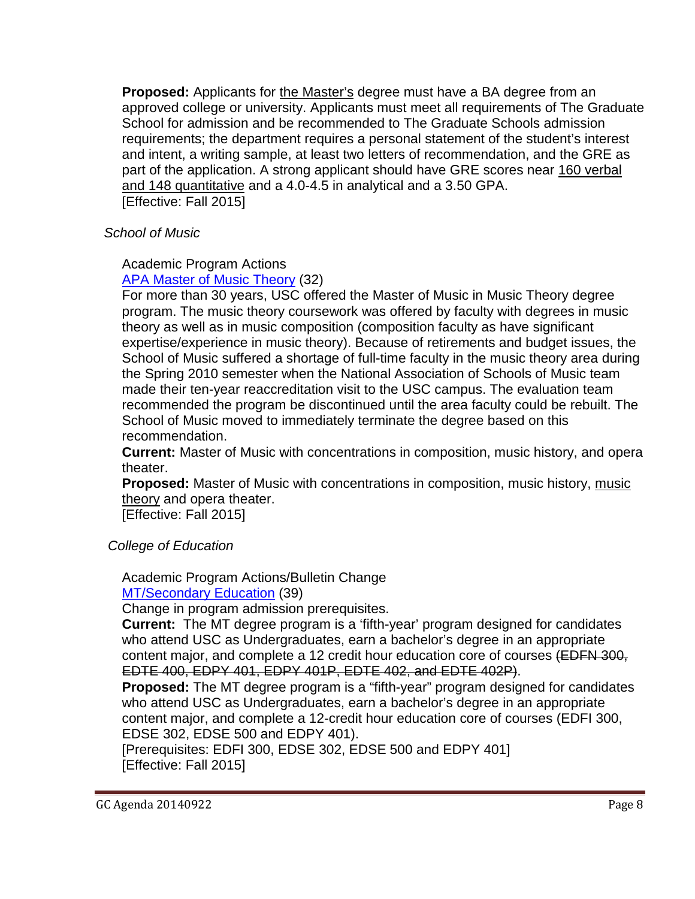**Proposed:** Applicants for <u>the Master's</u> degree must have a BA degree from an approved college or university. Applicants must meet all requirements of The Graduate School for admission and be recommended to The Graduate Schools admission requirements; the department requires a personal statement of the student's interest and intent, a writing sample, at least two letters of recommendation, and the GRE as part of the application. A strong applicant should have GRE scores near <u>160 verbal and 148 quantitative</u> and a 4.0-4.5 in analytical and a 3.50 GPA.
[Effective: Fall 2015]

*School of Music*

Academic Program Actions
[APA Master of Music Theory](#) (32)
For more than 30 years, USC offered the Master of Music in Music Theory degree program. The music theory coursework was offered by faculty with degrees in music theory as well as in music composition (composition faculty as have significant expertise/experience in music theory). Because of retirements and budget issues, the School of Music suffered a shortage of full-time faculty in the music theory area during the Spring 2010 semester when the National Association of Schools of Music team made their ten-year reaccreditation visit to the USC campus. The evaluation team recommended the program be discontinued until the area faculty could be rebuilt. The School of Music moved to immediately terminate the degree based on this recommendation.
**Current:** Master of Music with concentrations in composition, music history, and opera theater.
**Proposed:** Master of Music with concentrations in composition, music history, <u>music theory</u> and opera theater.
[Effective: Fall 2015]

*College of Education*

Academic Program Actions/Bulletin Change
[MT/Secondary Education](#) (39)
Change in program admission prerequisites.
**Current:** The MT degree program is a 'fifth-year' program designed for candidates who attend USC as Undergraduates, earn a bachelor's degree in an appropriate content major, and complete a 12 credit hour education core of courses ~~(EDFN 300, EDTE 400, EDPY 401, EDPY 401P, EDTE 402, and EDTE 402P)~~.
**Proposed:** The MT degree program is a "fifth-year" program designed for candidates who attend USC as Undergraduates, earn a bachelor's degree in an appropriate content major, and complete a 12-credit hour education core of courses (EDFI 300, EDSE 302, EDSE 500 and EDPY 401).
[Prerequisites: EDFI 300, EDSE 302, EDSE 500 and EDPY 401]
[Effective: Fall 2015]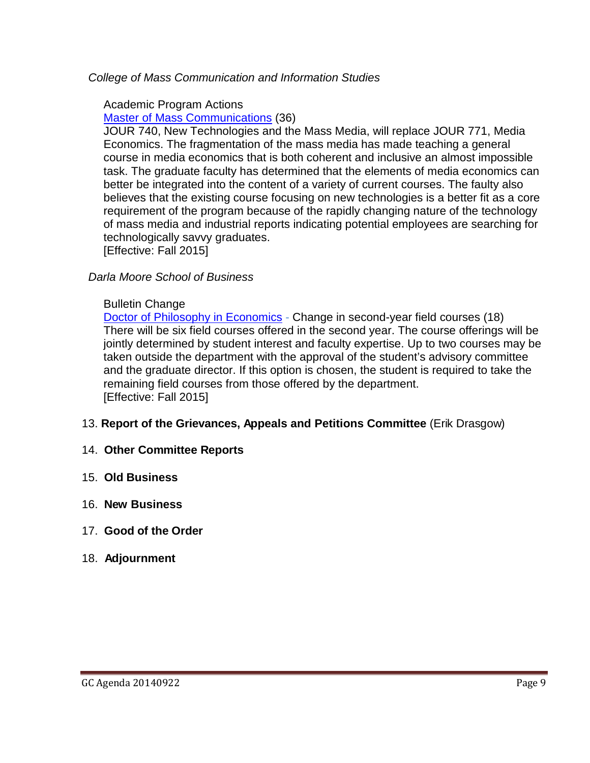*College of Mass Communication and Information Studies*

Academic Program Actions

Master of Mass Communications (36)

JOUR 740, New Technologies and the Mass Media, will replace JOUR 771, Media Economics. The fragmentation of the mass media has made teaching a general course in media economics that is both coherent and inclusive an almost impossible task. The graduate faculty has determined that the elements of media economics can better be integrated into the content of a variety of current courses. The faulty also believes that the existing course focusing on new technologies is a better fit as a core requirement of the program because of the rapidly changing nature of the technology of mass media and industrial reports indicating potential employees are searching for technologically savvy graduates.

[Effective: Fall 2015]

*Darla Moore School of Business*

Bulletin Change

Doctor of Philosophy in Economics - Change in second-year field courses (18)

There will be six field courses offered in the second year. The course offerings will be jointly determined by student interest and faculty expertise. Up to two courses may be taken outside the department with the approval of the student's advisory committee and the graduate director. If this option is chosen, the student is required to take the remaining field courses from those offered by the department.

[Effective: Fall 2015]

13. **Report of the Grievances, Appeals and Petitions Committee** (Erik Drasgow)

14. **Other Committee Reports**

15. **Old Business**

16. **New Business**

17. **Good of the Order**

18. **Adjournment**